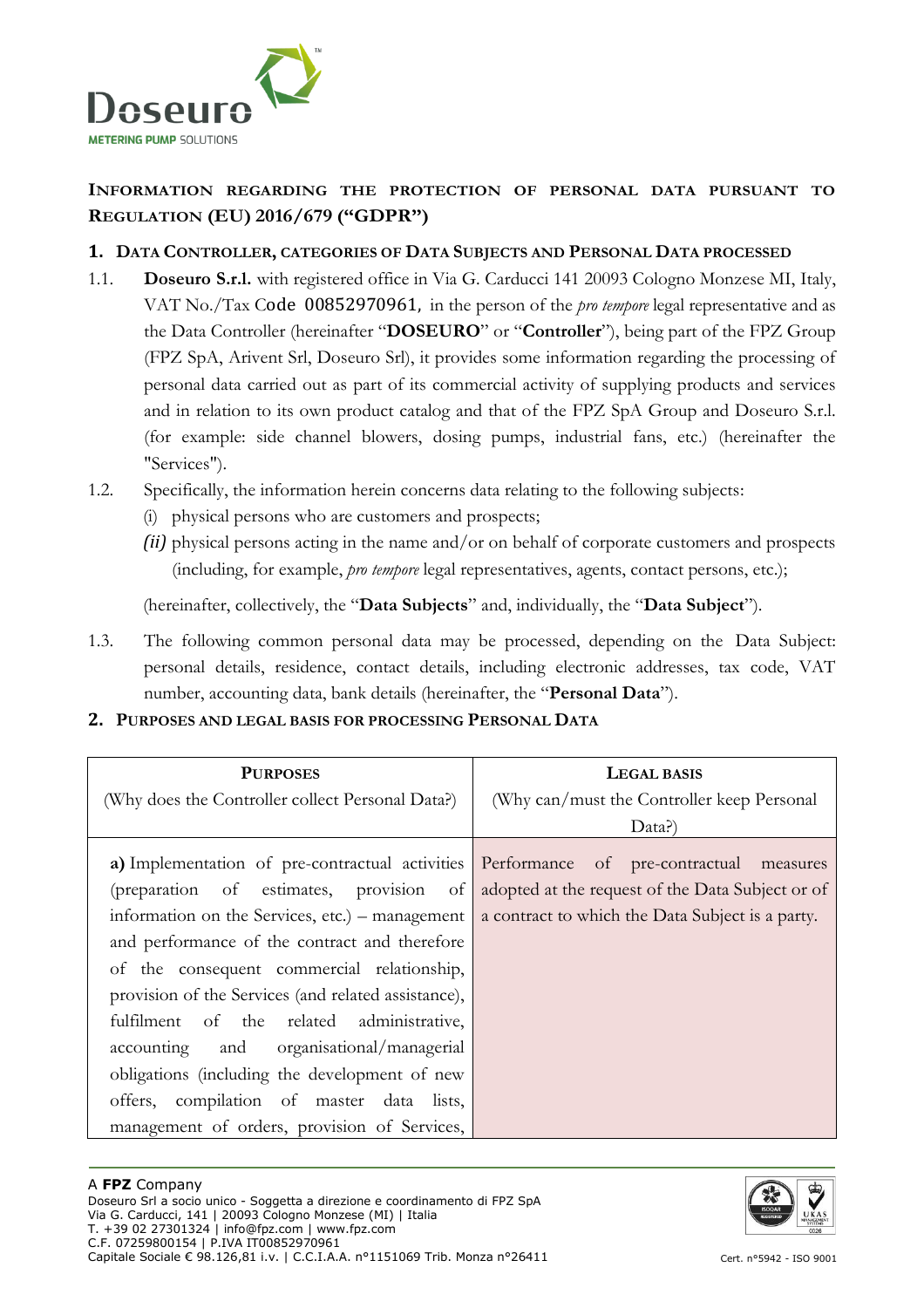# INFORMATION REGARDING THE PROTECTION OF PERSONAL DATA PURSUANT TO REGULATION (EU) 2016/679 ("GDPR")

## 1. DATA CONTROLLER, CATEGORIES OF DATA SUBJECTS AND PERSONAL DATA PROCESSED

1.1. **Doseuro S.r.l.** with registered office in Via G. Carducci 141 20093 Cologno Monzese MI, Italy, VAT No./Tax Code 00852970961, in the person of the *pro tempore* legal representative and as the Data Controller (hereinafter "**DOSEURO**" or "**Controller**"), being part of the FPZ Group (FPZ SpA, Arivent Srl, Doseuro Srl), it provides some information regarding the processing of personal data carried out as part of its commercial activity of supplying products and services and in relation to its own product catalog and that of the FPZ SpA Group and Doseuro S.r.l. (for example: side channel blowers, dosing pumps, industrial fans, etc.) (hereinafter the "Services").

1.2. Specifically, the information herein concerns data relating to the following subjects:

(i) physical persons who are customers and prospects;

*(ii)* physical persons acting in the name and/or on behalf of corporate customers and prospects (including, for example, *pro tempore* legal representatives, agents, contact persons, etc.);

(hereinafter, collectively, the "**Data Subjects**" and, individually, the "**Data Subject**").

1.3. The following common personal data may be processed, depending on the Data Subject: personal details, residence, contact details, including electronic addresses, tax code, VAT number, accounting data, bank details (hereinafter, the "**Personal Data**").

## 2. PURPOSES AND LEGAL BASIS FOR PROCESSING PERSONAL DATA

| **PURPOSES** (Why does the Controller collect Personal Data?) | **LEGAL BASIS** (Why can/must the Controller keep Personal Data?) |
|---|---|
| **a)** Implementation of pre-contractual activities (preparation of estimates, provision of information on the Services, etc.) – management and performance of the contract and therefore of the consequent commercial relationship, provision of the Services (and related assistance), fulfilment of the related administrative, accounting and organisational/managerial obligations (including the development of new offers, compilation of master data lists, management of orders, provision of Services, | Performance of pre-contractual measures adopted at the request of the Data Subject or of a contract to which the Data Subject is a party. |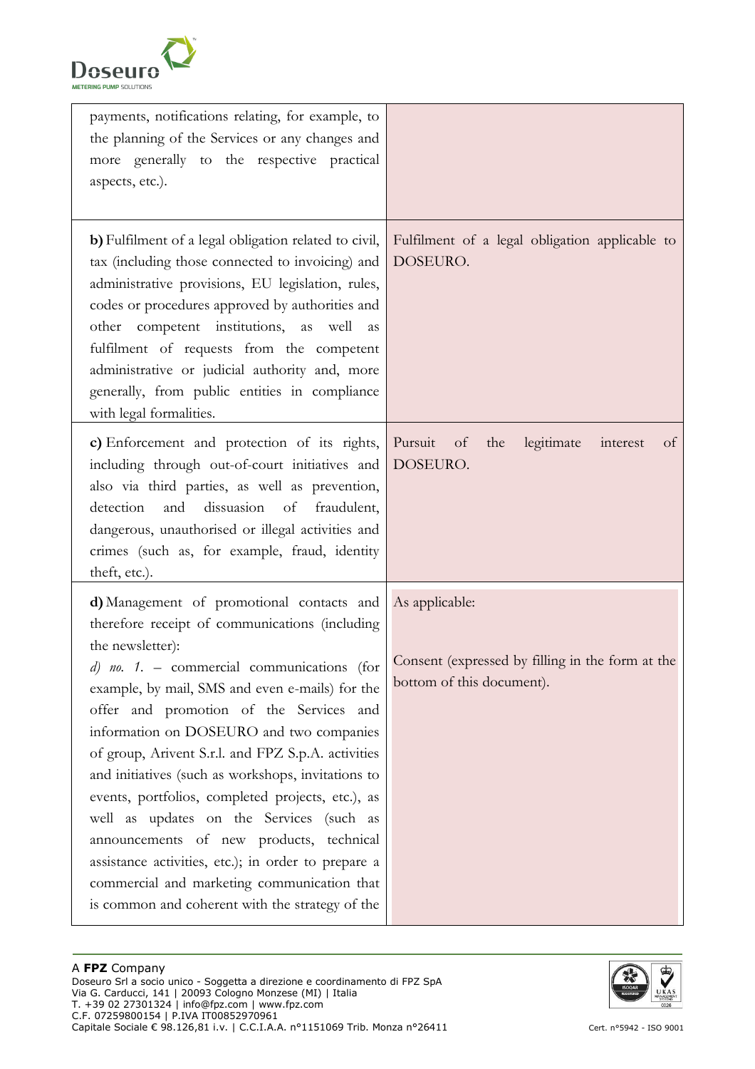| | |
|---|---|
| payments, notifications relating, for example, to the planning of the Services or any changes and more generally to the respective practical aspects, etc.). | |
| **b)** Fulfilment of a legal obligation related to civil, tax (including those connected to invoicing) and administrative provisions, EU legislation, rules, codes or procedures approved by authorities and other competent institutions, as well as fulfilment of requests from the competent administrative or judicial authority and, more generally, from public entities in compliance with legal formalities. | Fulfilment of a legal obligation applicable to DOSEURO. |
| **c)** Enforcement and protection of its rights, including through out-of-court initiatives and also via third parties, as well as prevention, detection and dissuasion of fraudulent, dangerous, unauthorised or illegal activities and crimes (such as, for example, fraud, identity theft, etc.). | Pursuit of the legitimate interest of DOSEURO. |
| **d)** Management of promotional contacts and therefore receipt of communications (including the newsletter): *d) no. 1.* – commercial communications (for example, by mail, SMS and even e-mails) for the offer and promotion of the Services and information on DOSEURO and two companies of group, Arivent S.r.l. and FPZ S.p.A. activities and initiatives (such as workshops, invitations to events, portfolios, completed projects, etc.), as well as updates on the Services (such as announcements of new products, technical assistance activities, etc.); in order to prepare a commercial and marketing communication that is common and coherent with the strategy of the | As applicable: Consent (expressed by filling in the form at the bottom of this document). |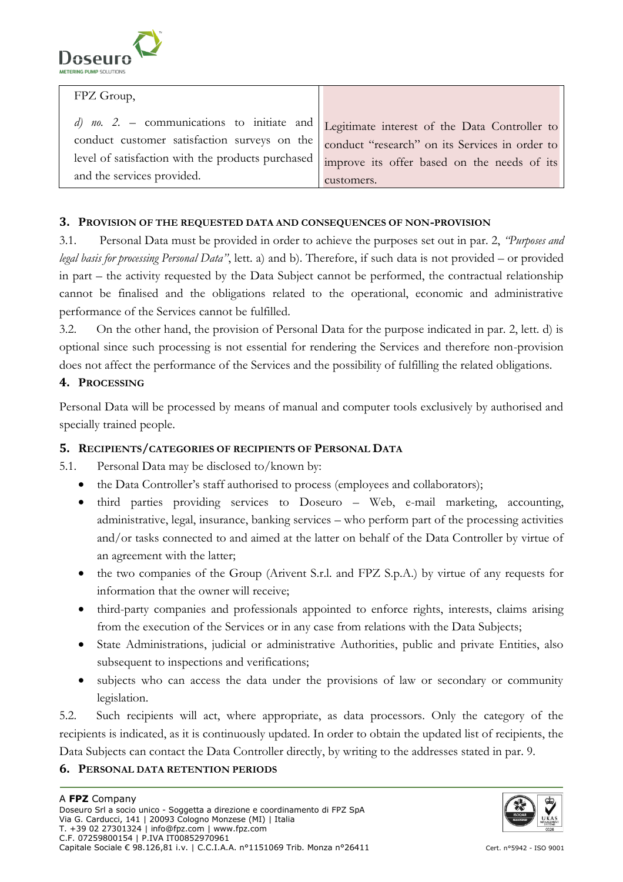| FPZ Group,<br><br>*d) no. 2.* – communications to initiate and conduct customer satisfaction surveys on the level of satisfaction with the products purchased and the services provided. | Legitimate interest of the Data Controller to conduct "research" on its Services in order to improve its offer based on the needs of its customers. |
|---|---|

## 3. Provision of the requested data and consequences of non-provision

3.1. Personal Data must be provided in order to achieve the purposes set out in par. 2, *"Purposes and legal basis for processing Personal Data"*, lett. a) and b). Therefore, if such data is not provided – or provided in part – the activity requested by the Data Subject cannot be performed, the contractual relationship cannot be finalised and the obligations related to the operational, economic and administrative performance of the Services cannot be fulfilled.

3.2. On the other hand, the provision of Personal Data for the purpose indicated in par. 2, lett. d) is optional since such processing is not essential for rendering the Services and therefore non-provision does not affect the performance of the Services and the possibility of fulfilling the related obligations.

## 4. Processing

Personal Data will be processed by means of manual and computer tools exclusively by authorised and specially trained people.

## 5. Recipients/categories of recipients of Personal Data

5.1. Personal Data may be disclosed to/known by:

- the Data Controller's staff authorised to process (employees and collaborators);
- third parties providing services to Doseuro – Web, e-mail marketing, accounting, administrative, legal, insurance, banking services – who perform part of the processing activities and/or tasks connected to and aimed at the latter on behalf of the Data Controller by virtue of an agreement with the latter;
- the two companies of the Group (Arivent S.r.l. and FPZ S.p.A.) by virtue of any requests for information that the owner will receive;
- third-party companies and professionals appointed to enforce rights, interests, claims arising from the execution of the Services or in any case from relations with the Data Subjects;
- State Administrations, judicial or administrative Authorities, public and private Entities, also subsequent to inspections and verifications;
- subjects who can access the data under the provisions of law or secondary or community legislation.

5.2. Such recipients will act, where appropriate, as data processors. Only the category of the recipients is indicated, as it is continuously updated. In order to obtain the updated list of recipients, the Data Subjects can contact the Data Controller directly, by writing to the addresses stated in par. 9.

## 6. Personal data retention periods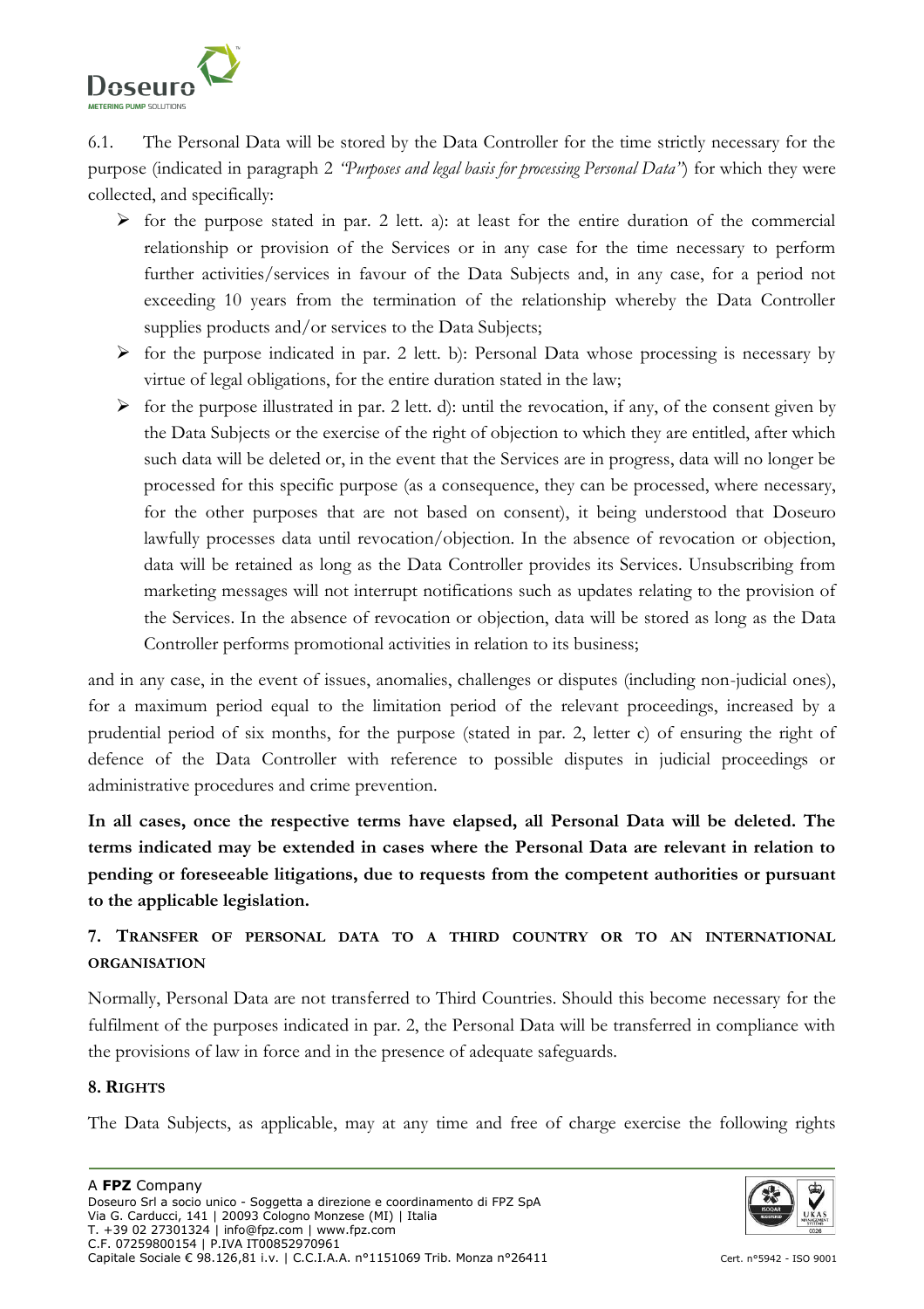6.1. The Personal Data will be stored by the Data Controller for the time strictly necessary for the purpose (indicated in paragraph 2 *"Purposes and legal basis for processing Personal Data"*) for which they were collected, and specifically:

- for the purpose stated in par. 2 lett. a): at least for the entire duration of the commercial relationship or provision of the Services or in any case for the time necessary to perform further activities/services in favour of the Data Subjects and, in any case, for a period not exceeding 10 years from the termination of the relationship whereby the Data Controller supplies products and/or services to the Data Subjects;
- for the purpose indicated in par. 2 lett. b): Personal Data whose processing is necessary by virtue of legal obligations, for the entire duration stated in the law;
- for the purpose illustrated in par. 2 lett. d): until the revocation, if any, of the consent given by the Data Subjects or the exercise of the right of objection to which they are entitled, after which such data will be deleted or, in the event that the Services are in progress, data will no longer be processed for this specific purpose (as a consequence, they can be processed, where necessary, for the other purposes that are not based on consent), it being understood that Doseuro lawfully processes data until revocation/objection. In the absence of revocation or objection, data will be retained as long as the Data Controller provides its Services. Unsubscribing from marketing messages will not interrupt notifications such as updates relating to the provision of the Services. In the absence of revocation or objection, data will be stored as long as the Data Controller performs promotional activities in relation to its business;

and in any case, in the event of issues, anomalies, challenges or disputes (including non-judicial ones), for a maximum period equal to the limitation period of the relevant proceedings, increased by a prudential period of six months, for the purpose (stated in par. 2, letter c) of ensuring the right of defence of the Data Controller with reference to possible disputes in judicial proceedings or administrative procedures and crime prevention.

**In all cases, once the respective terms have elapsed, all Personal Data will be deleted. The terms indicated may be extended in cases where the Personal Data are relevant in relation to pending or foreseeable litigations, due to requests from the competent authorities or pursuant to the applicable legislation.**

## 7. Transfer of personal data to a third country or to an international organisation

Normally, Personal Data are not transferred to Third Countries. Should this become necessary for the fulfilment of the purposes indicated in par. 2, the Personal Data will be transferred in compliance with the provisions of law in force and in the presence of adequate safeguards.

## 8. Rights

The Data Subjects, as applicable, may at any time and free of charge exercise the following rights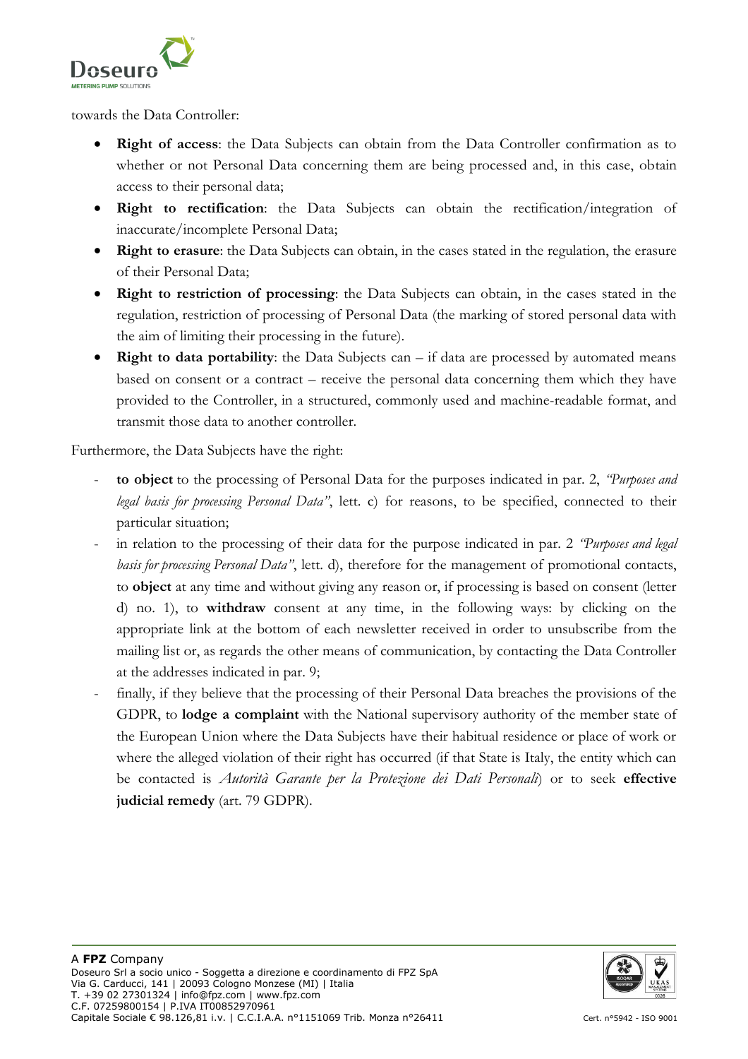towards the Data Controller:

- **Right of access**: the Data Subjects can obtain from the Data Controller confirmation as to whether or not Personal Data concerning them are being processed and, in this case, obtain access to their personal data;
- **Right to rectification**: the Data Subjects can obtain the rectification/integration of inaccurate/incomplete Personal Data;
- **Right to erasure**: the Data Subjects can obtain, in the cases stated in the regulation, the erasure of their Personal Data;
- **Right to restriction of processing**: the Data Subjects can obtain, in the cases stated in the regulation, restriction of processing of Personal Data (the marking of stored personal data with the aim of limiting their processing in the future).
- **Right to data portability**: the Data Subjects can – if data are processed by automated means based on consent or a contract – receive the personal data concerning them which they have provided to the Controller, in a structured, commonly used and machine-readable format, and transmit those data to another controller.

Furthermore, the Data Subjects have the right:

- **to object** to the processing of Personal Data for the purposes indicated in par. 2, *"Purposes and legal basis for processing Personal Data"*, lett. c) for reasons, to be specified, connected to their particular situation;
- in relation to the processing of their data for the purpose indicated in par. 2 *"Purposes and legal basis for processing Personal Data"*, lett. d), therefore for the management of promotional contacts, to **object** at any time and without giving any reason or, if processing is based on consent (letter d) no. 1), to **withdraw** consent at any time, in the following ways: by clicking on the appropriate link at the bottom of each newsletter received in order to unsubscribe from the mailing list or, as regards the other means of communication, by contacting the Data Controller at the addresses indicated in par. 9;
- finally, if they believe that the processing of their Personal Data breaches the provisions of the GDPR, to **lodge a complaint** with the National supervisory authority of the member state of the European Union where the Data Subjects have their habitual residence or place of work or where the alleged violation of their right has occurred (if that State is Italy, the entity which can be contacted is *Autorità Garante per la Protezione dei Dati Personali*) or to seek **effective judicial remedy** (art. 79 GDPR).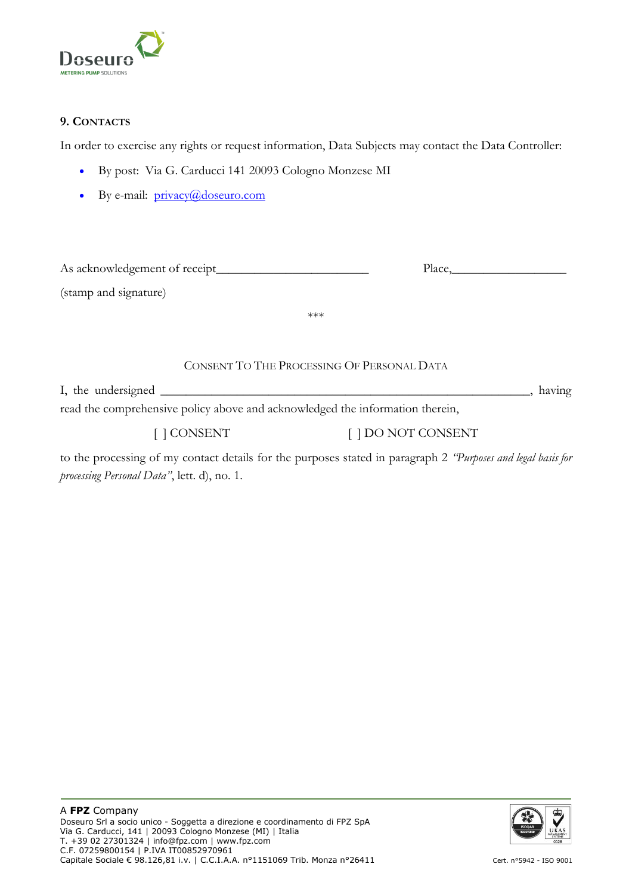## 9. Contacts

In order to exercise any rights or request information, Data Subjects may contact the Data Controller:

- By post: Via G. Carducci 141 20093 Cologno Monzese MI
- By e-mail: privacy@doseuro.com

As acknowledgement of receipt________________________ Place,__________________

(stamp and signature)

\*\*\*

### Consent To The Processing Of Personal Data

I, the undersigned ___________________________________________________________, having read the comprehensive policy above and acknowledged the information therein,

[ ] CONSENT [ ] DO NOT CONSENT

to the processing of my contact details for the purposes stated in paragraph 2 *"Purposes and legal basis for processing Personal Data"*, lett. d), no. 1.